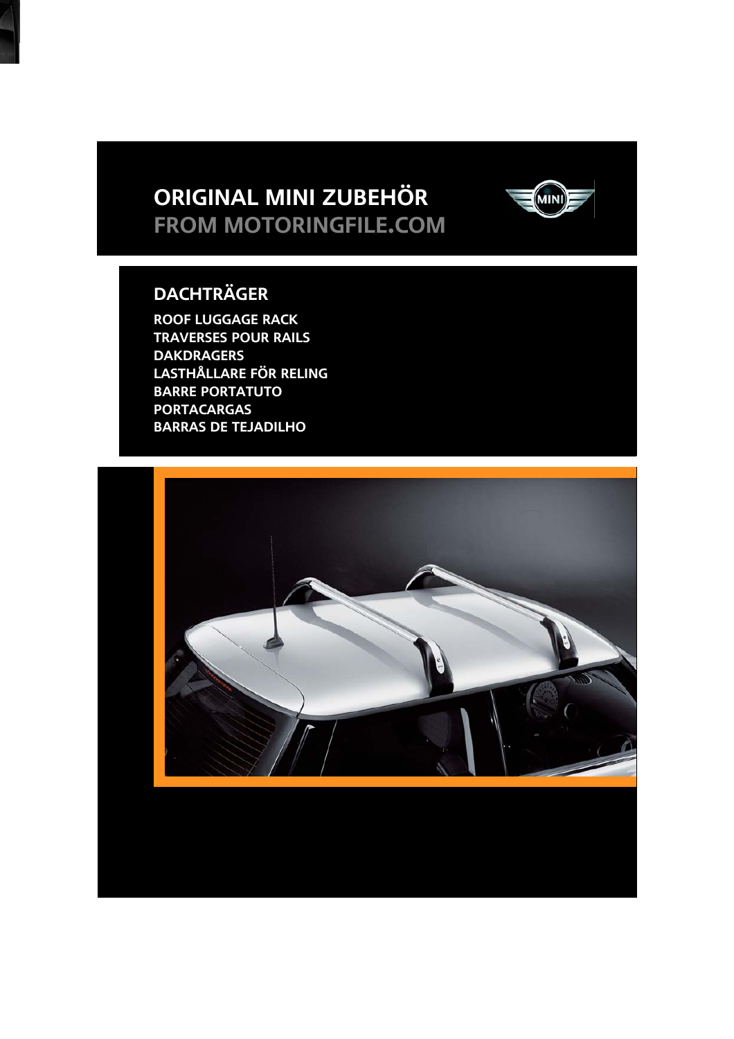# ORIGINAL MINI ZUBEHÖR
FROM MOTORINGFILE.COM

## DACHTRÄGER

**ROOF LUGGAGE RACK**
**TRAVERSES POUR RAILS**
**DAKDRAGERS**
**LASTHÅLLARE FÖR RELING**
**BARRE PORTATUTO**
**PORTACARGAS**
**BARRAS DE TEJADILHO**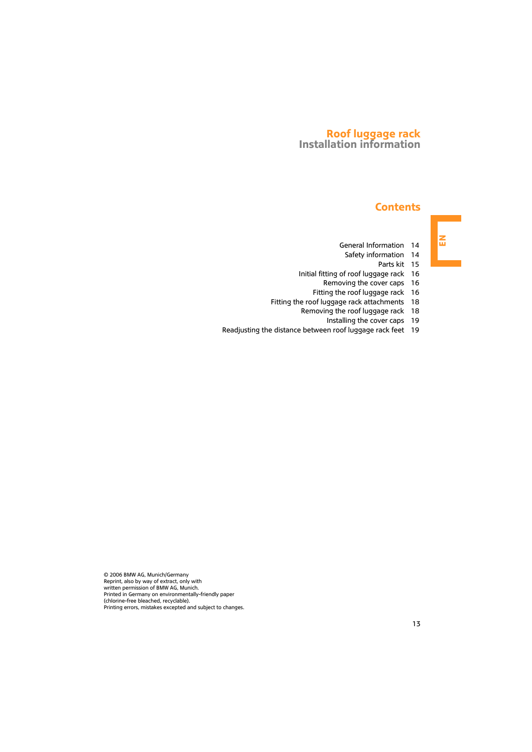# Roof luggage rack
## Installation information

## Contents

| | |
|---|---|
| General Information | 14 |
| Safety information | 14 |
| Parts kit | 15 |
| Initial fitting of roof luggage rack | 16 |
| Removing the cover caps | 16 |
| Fitting the roof luggage rack | 16 |
| Fitting the roof luggage rack attachments | 18 |
| Removing the roof luggage rack | 18 |
| Installing the cover caps | 19 |
| Readjusting the distance between roof luggage rack feet | 19 |

EN

© 2006 BMW AG, Munich/Germany
Reprint, also by way of extract, only with written permission of BMW AG, Munich.
Printed in Germany on environmentally-friendly paper (chlorine-free bleached, recyclable).
Printing errors, mistakes excepted and subject to changes.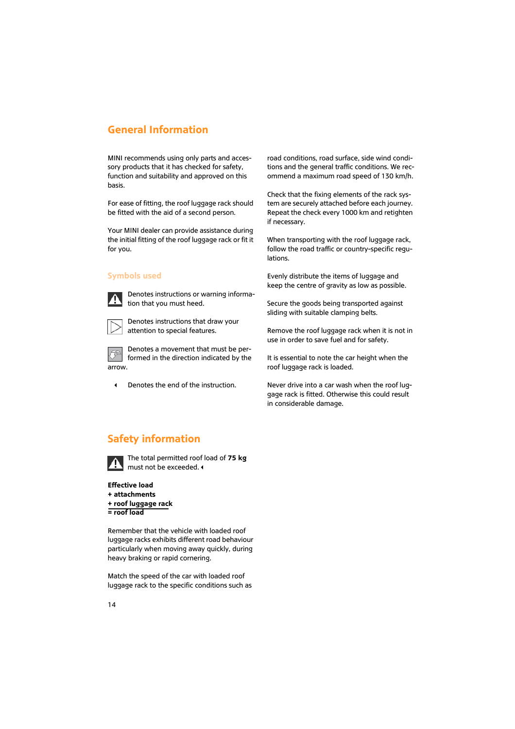# General Information

MINI recommends using only parts and accessory products that it has checked for safety, function and suitability and approved on this basis.

For ease of fitting, the roof luggage rack should be fitted with the aid of a second person.

Your MINI dealer can provide assistance during the initial fitting of the roof luggage rack or fit it for you.

## Symbols used

⚠ Denotes instructions or warning information that you must heed.

▷ Denotes instructions that draw your attention to special features.

Denotes a movement that must be performed in the direction indicated by the arrow.

◂ Denotes the end of the instruction.

# Safety information

⚠ The total permitted roof load of **75 kg** must not be exceeded. ◂

**Effective load**
**+ attachments**
**+ roof luggage rack**
**= roof load**

Remember that the vehicle with loaded roof luggage racks exhibits different road behaviour particularly when moving away quickly, during heavy braking or rapid cornering.

Match the speed of the car with loaded roof luggage rack to the specific conditions such as road conditions, road surface, side wind conditions and the general traffic conditions. We recommend a maximum road speed of 130 km/h.

Check that the fixing elements of the rack system are securely attached before each journey. Repeat the check every 1000 km and retighten if necessary.

When transporting with the roof luggage rack, follow the road traffic or country-specific regulations.

Evenly distribute the items of luggage and keep the centre of gravity as low as possible.

Secure the goods being transported against sliding with suitable clamping belts.

Remove the roof luggage rack when it is not in use in order to save fuel and for safety.

It is essential to note the car height when the roof luggage rack is loaded.

Never drive into a car wash when the roof luggage rack is fitted. Otherwise this could result in considerable damage.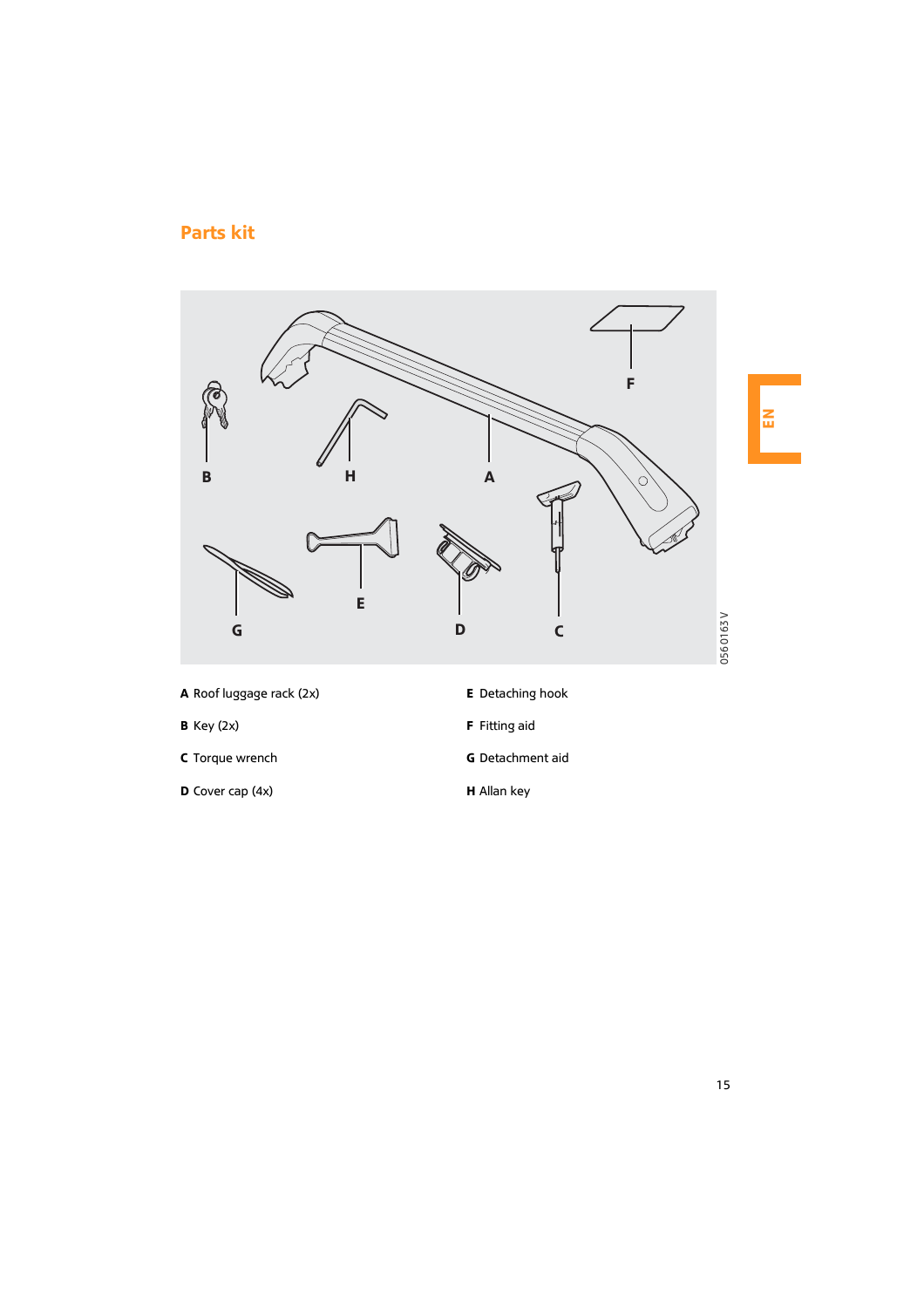## Parts kit

**A** Roof luggage rack (2x)

**B** Key (2x)

**C** Torque wrench

**D** Cover cap (4x)

**E** Detaching hook

**F** Fitting aid

**G** Detachment aid

**H** Allan key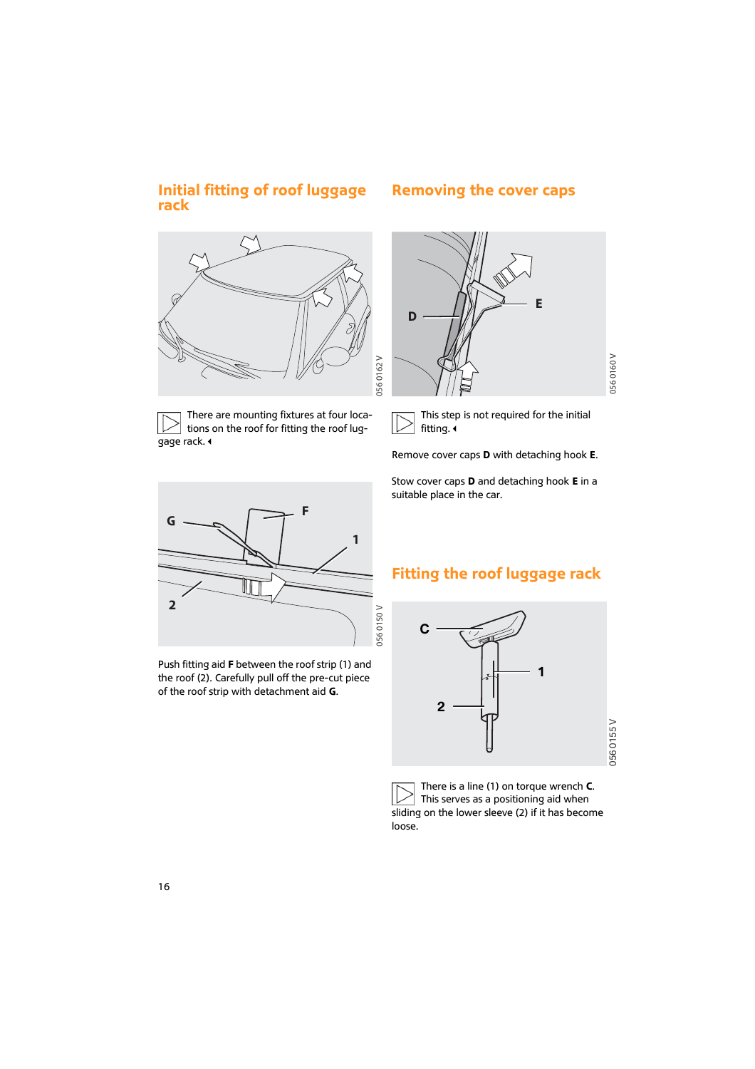## Initial fitting of roof luggage rack

There are mounting fixtures at four locations on the roof for fitting the roof luggage rack. ◂

Push fitting aid **F** between the roof strip (1) and the roof (2). Carefully pull off the pre-cut piece of the roof strip with detachment aid **G**.

## Removing the cover caps

This step is not required for the initial fitting. ◂

Remove cover caps **D** with detaching hook **E**.

Stow cover caps **D** and detaching hook **E** in a suitable place in the car.

## Fitting the roof luggage rack

There is a line (1) on torque wrench **C**. This serves as a positioning aid when sliding on the lower sleeve (2) if it has become loose.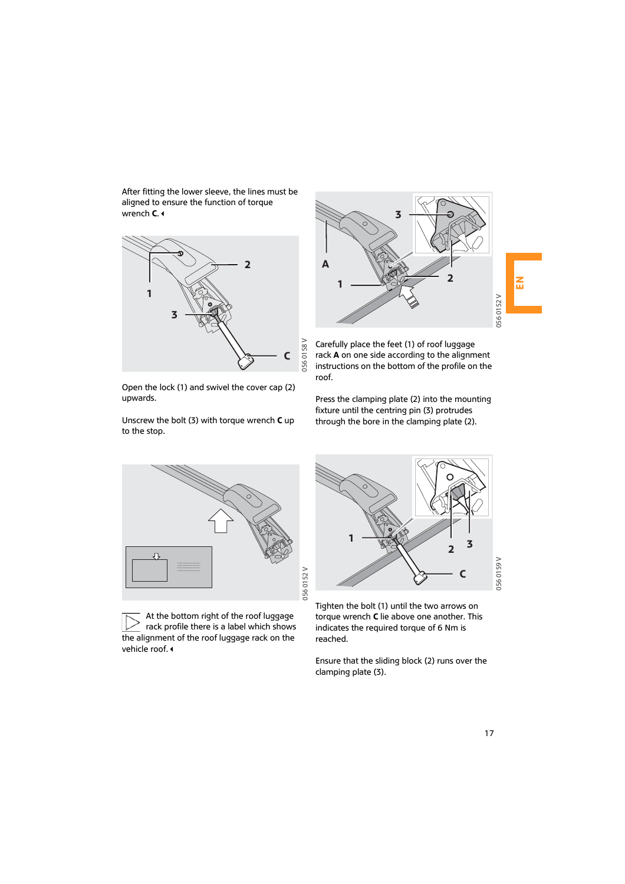After fitting the lower sleeve, the lines must be aligned to ensure the function of torque wrench **C**. ◀

Open the lock (1) and swivel the cover cap (2) upwards.

Unscrew the bolt (3) with torque wrench **C** up to the stop.

Carefully place the feet (1) of roof luggage rack **A** on one side according to the alignment instructions on the bottom of the profile on the roof.

Press the clamping plate (2) into the mounting fixture until the centring pin (3) protrudes through the bore in the clamping plate (2).

At the bottom right of the roof luggage rack profile there is a label which shows the alignment of the roof luggage rack on the vehicle roof. ◀

Tighten the bolt (1) until the two arrows on torque wrench **C** lie above one another. This indicates the required torque of 6 Nm is reached.

Ensure that the sliding block (2) runs over the clamping plate (3).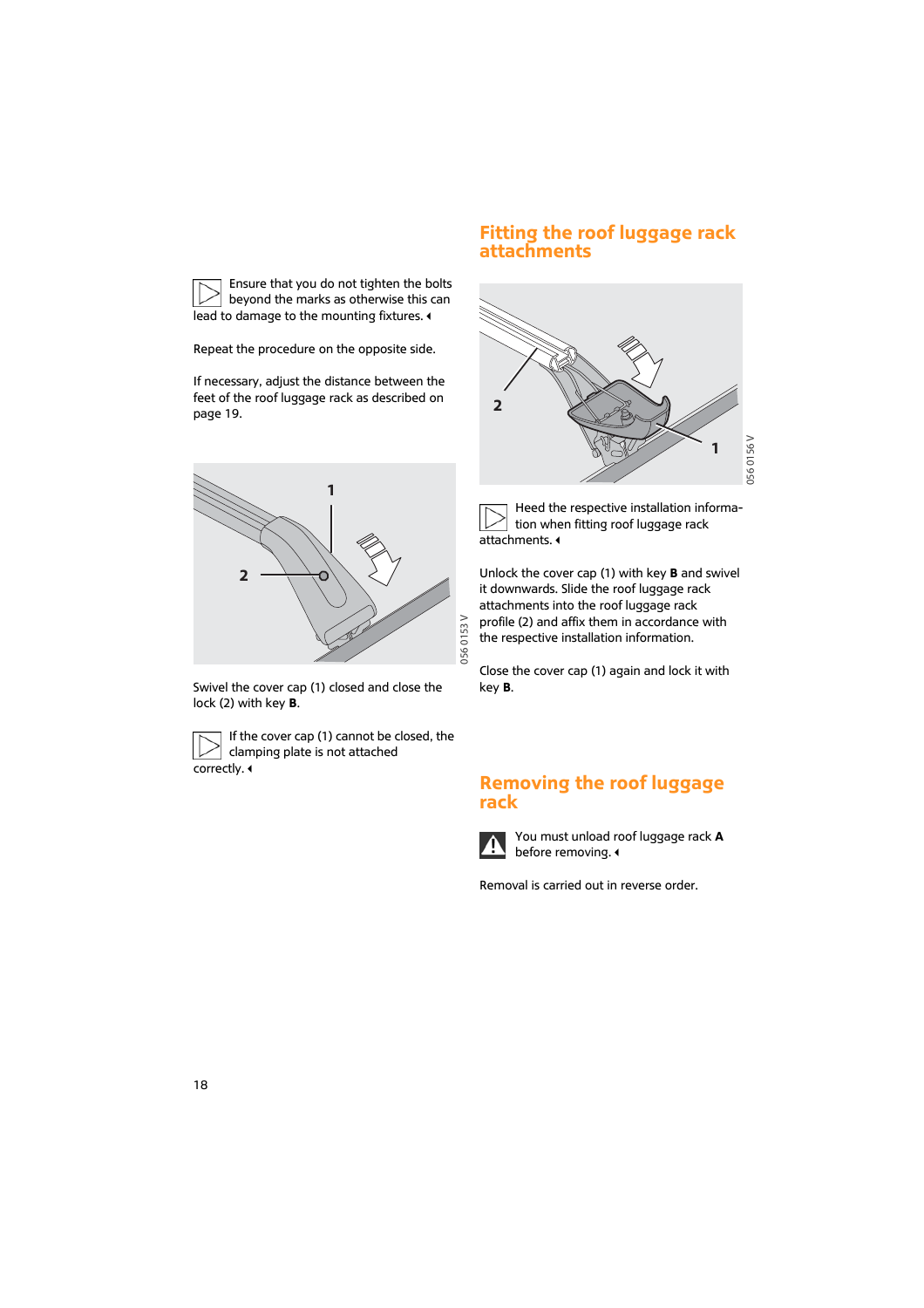Ensure that you do not tighten the bolts beyond the marks as otherwise this can lead to damage to the mounting fixtures.

Repeat the procedure on the opposite side.

If necessary, adjust the distance between the feet of the roof luggage rack as described on page 19.

Swivel the cover cap (1) closed and close the lock (2) with key **B**.

If the cover cap (1) cannot be closed, the clamping plate is not attached correctly.

## Fitting the roof luggage rack attachments

Heed the respective installation information when fitting roof luggage rack attachments.

Unlock the cover cap (1) with key **B** and swivel it downwards. Slide the roof luggage rack attachments into the roof luggage rack profile (2) and affix them in accordance with the respective installation information.

Close the cover cap (1) again and lock it with key **B**.

## Removing the roof luggage rack

You must unload roof luggage rack **A** before removing.

Removal is carried out in reverse order.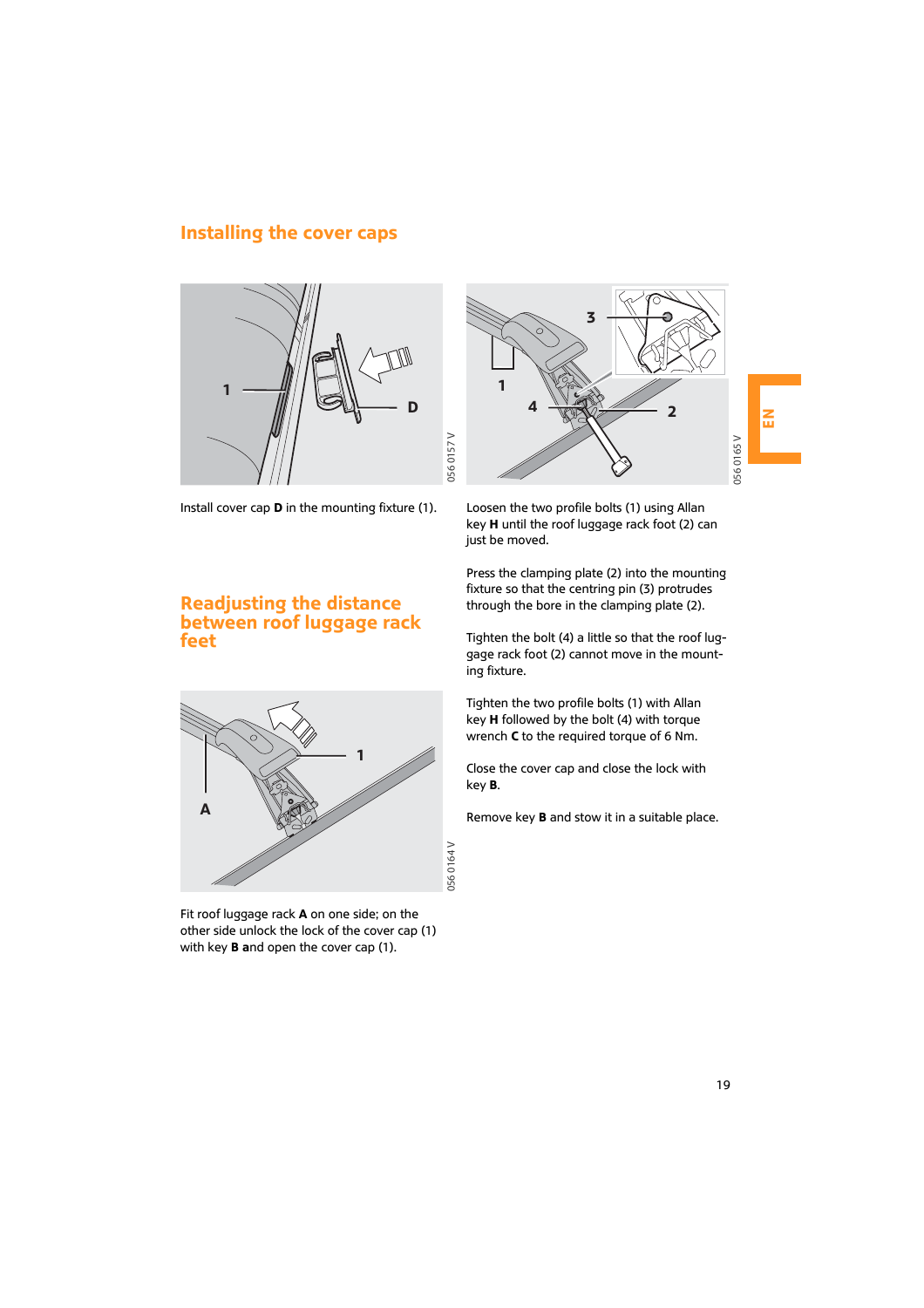## Installing the cover caps

Install cover cap **D** in the mounting fixture (1).

## Readjusting the distance between roof luggage rack feet

Fit roof luggage rack **A** on one side; on the other side unlock the lock of the cover cap (1) with key **B** and open the cover cap (1).

Loosen the two profile bolts (1) using Allan key **H** until the roof luggage rack foot (2) can just be moved.

Press the clamping plate (2) into the mounting fixture so that the centring pin (3) protrudes through the bore in the clamping plate (2).

Tighten the bolt (4) a little so that the roof luggage rack foot (2) cannot move in the mounting fixture.

Tighten the two profile bolts (1) with Allan key **H** followed by the bolt (4) with torque wrench **C** to the required torque of 6 Nm.

Close the cover cap and close the lock with key **B**.

Remove key **B** and stow it in a suitable place.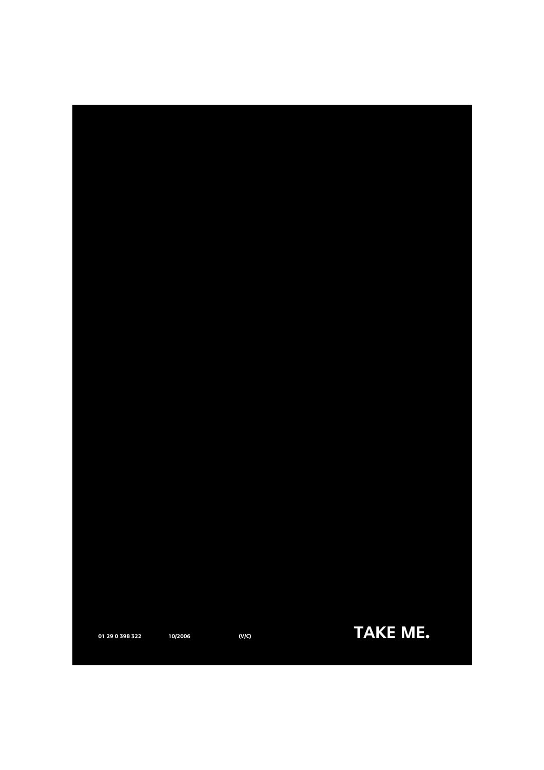01 29 0 398 322 10/2006 (V/C)

**TAKE ME.**